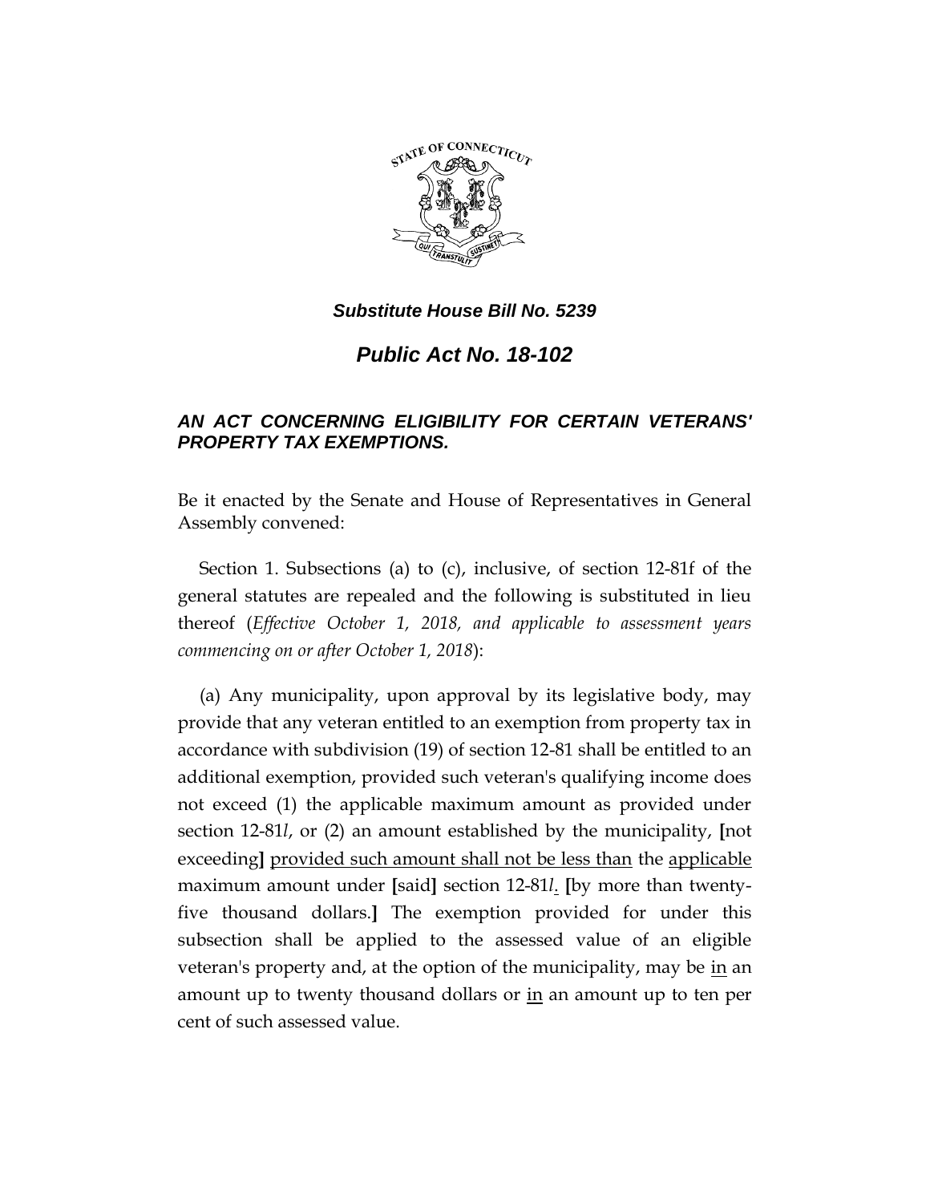# *Substitute House Bill No. 5239*

## *Public Act No. 18-102*

### *AN ACT CONCERNING ELIGIBILITY FOR CERTAIN VETERANS' PROPERTY TAX EXEMPTIONS.*

Be it enacted by the Senate and House of Representatives in General Assembly convened:

Section 1. Subsections (a) to (c), inclusive, of section 12-81f of the general statutes are repealed and the following is substituted in lieu thereof (*Effective October 1, 2018, and applicable to assessment years commencing on or after October 1, 2018*):

(a) Any municipality, upon approval by its legislative body, may provide that any veteran entitled to an exemption from property tax in accordance with subdivision (19) of section 12-81 shall be entitled to an additional exemption, provided such veteran's qualifying income does not exceed (1) the applicable maximum amount as provided under section 12-81*l*, or (2) an amount established by the municipality, [not exceeding] provided such amount shall not be less than the applicable maximum amount under [said] section 12-81*l*. [by more than twenty-five thousand dollars.] The exemption provided for under this subsection shall be applied to the assessed value of an eligible veteran's property and, at the option of the municipality, may be in an amount up to twenty thousand dollars or in an amount up to ten per cent of such assessed value.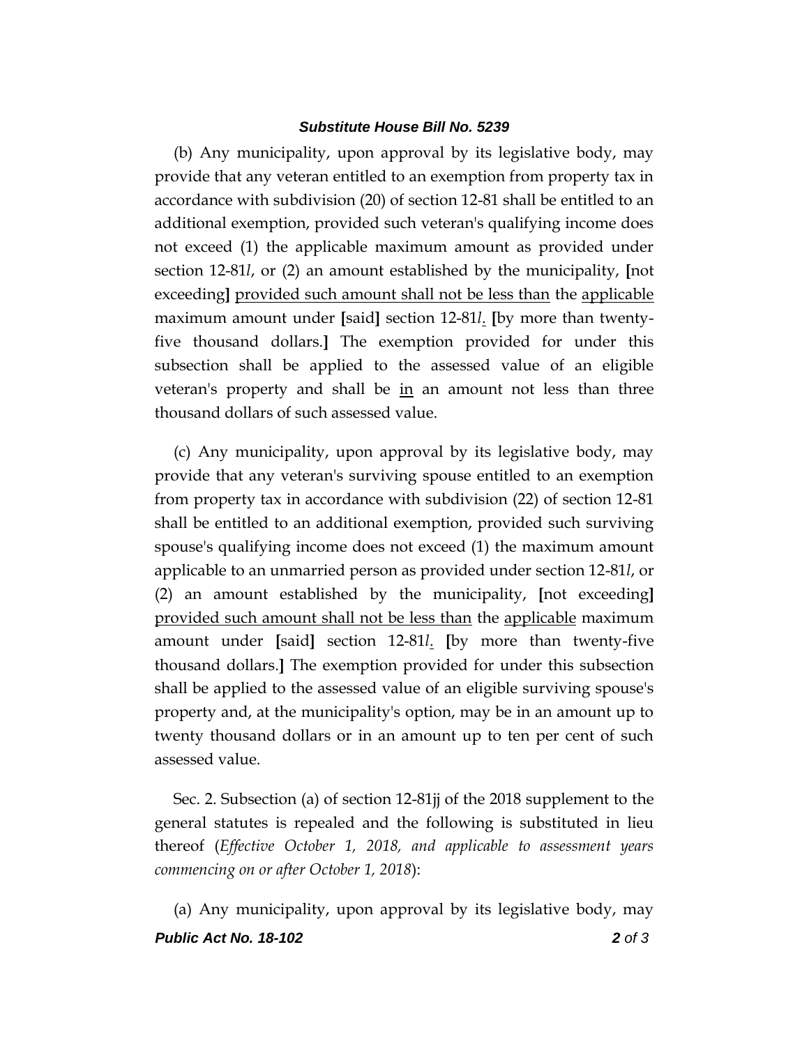(b) Any municipality, upon approval by its legislative body, may provide that any veteran entitled to an exemption from property tax in accordance with subdivision (20) of section 12-81 shall be entitled to an additional exemption, provided such veteran's qualifying income does not exceed (1) the applicable maximum amount as provided under section 12-81*l*, or (2) an amount established by the municipality, [not exceeding] <u>provided such amount shall not be less than</u> the <u>applicable</u> maximum amount under [said] section 12-81*l*<u>.</u> [by more than twenty-five thousand dollars.] The exemption provided for under this subsection shall be applied to the assessed value of an eligible veteran's property and shall be <u>in</u> an amount not less than three thousand dollars of such assessed value.

(c) Any municipality, upon approval by its legislative body, may provide that any veteran's surviving spouse entitled to an exemption from property tax in accordance with subdivision (22) of section 12-81 shall be entitled to an additional exemption, provided such surviving spouse's qualifying income does not exceed (1) the maximum amount applicable to an unmarried person as provided under section 12-81*l*, or (2) an amount established by the municipality, [not exceeding] <u>provided such amount shall not be less than</u> the <u>applicable</u> maximum amount under [said] section 12-81*l*<u>.</u> [by more than twenty-five thousand dollars.] The exemption provided for under this subsection shall be applied to the assessed value of an eligible surviving spouse's property and, at the municipality's option, may be in an amount up to twenty thousand dollars or in an amount up to ten per cent of such assessed value.

Sec. 2. Subsection (a) of section 12-81jj of the 2018 supplement to the general statutes is repealed and the following is substituted in lieu thereof (*Effective October 1, 2018, and applicable to assessment years commencing on or after October 1, 2018*):

(a) Any municipality, upon approval by its legislative body, may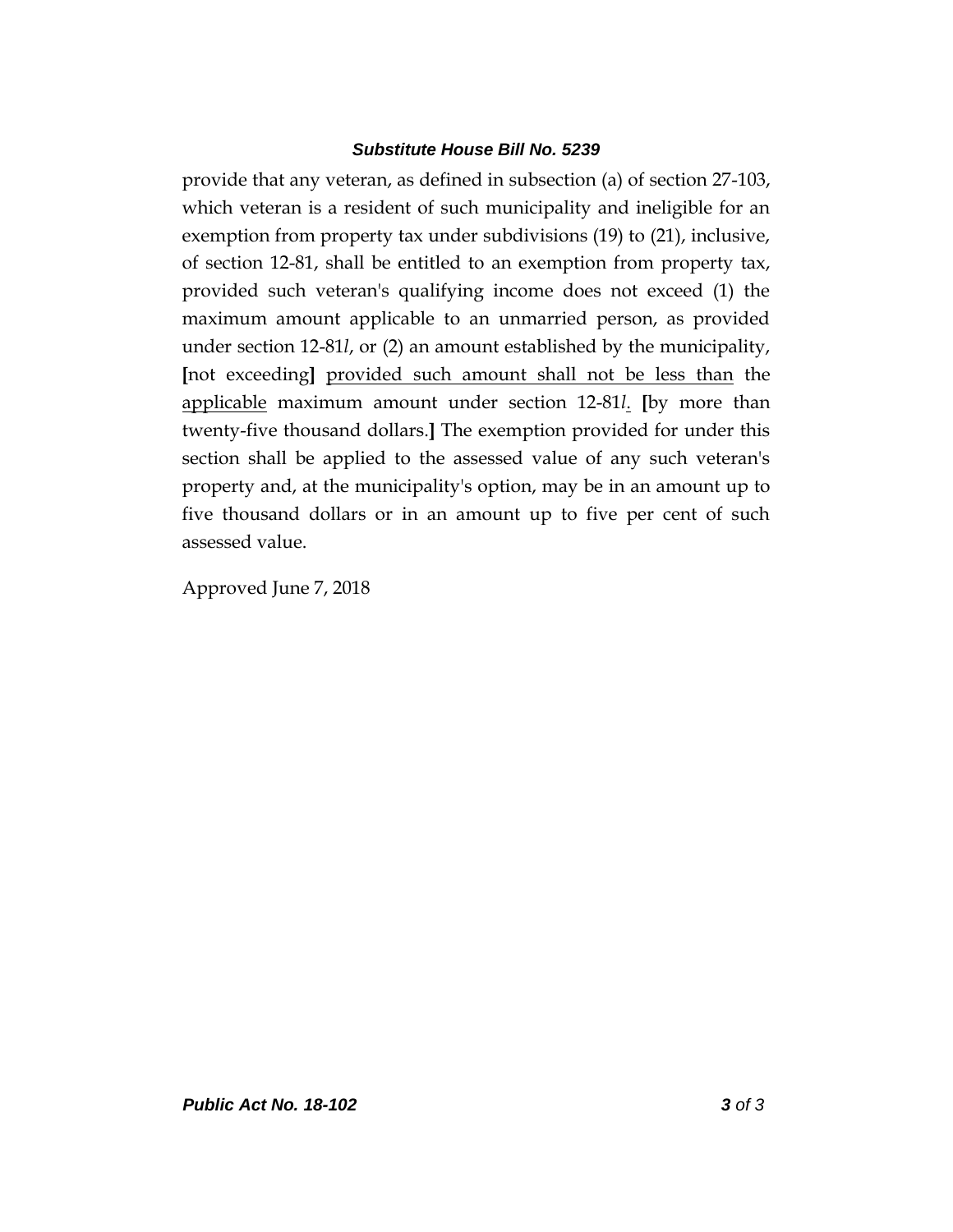provide that any veteran, as defined in subsection (a) of section 27-103, which veteran is a resident of such municipality and ineligible for an exemption from property tax under subdivisions (19) to (21), inclusive, of section 12-81, shall be entitled to an exemption from property tax, provided such veteran's qualifying income does not exceed (1) the maximum amount applicable to an unmarried person, as provided under section 12-81*l*, or (2) an amount established by the municipality, **[**not exceeding**]** <u>provided such amount shall not be less than</u> the <u>applicable</u> maximum amount under section 12-81*l*<u>.</u> **[**by more than twenty-five thousand dollars.**]** The exemption provided for under this section shall be applied to the assessed value of any such veteran's property and, at the municipality's option, may be in an amount up to five thousand dollars or in an amount up to five per cent of such assessed value.

Approved June 7, 2018